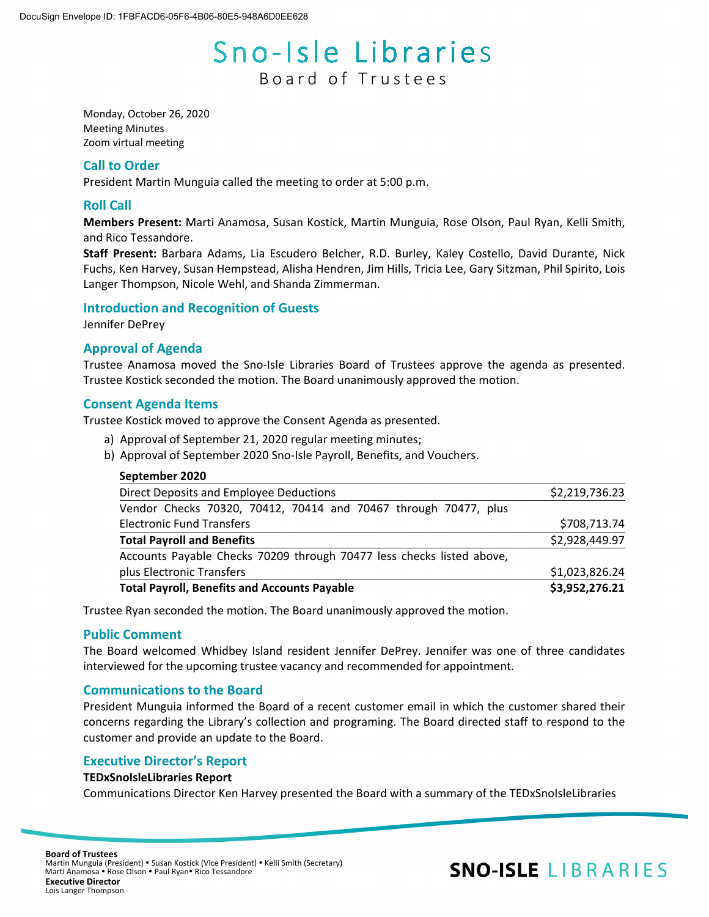# Sno-Isle Libraries

## Board of Trustees

Monday, October 26, 2020
Meeting Minutes
Zoom virtual meeting

### Call to Order

President Martin Munguia called the meeting to order at 5:00 p.m.

### Roll Call

**Members Present:** Marti Anamosa, Susan Kostick, Martin Munguia, Rose Olson, Paul Ryan, Kelli Smith, and Rico Tessandore.

**Staff Present:** Barbara Adams, Lia Escudero Belcher, R.D. Burley, Kaley Costello, David Durante, Nick Fuchs, Ken Harvey, Susan Hempstead, Alisha Hendren, Jim Hills, Tricia Lee, Gary Sitzman, Phil Spirito, Lois Langer Thompson, Nicole Wehl, and Shanda Zimmerman.

### Introduction and Recognition of Guests

Jennifer DePrey

### Approval of Agenda

Trustee Anamosa moved the Sno-Isle Libraries Board of Trustees approve the agenda as presented. Trustee Kostick seconded the motion. The Board unanimously approved the motion.

### Consent Agenda Items

Trustee Kostick moved to approve the Consent Agenda as presented.

a) Approval of September 21, 2020 regular meeting minutes;
b) Approval of September 2020 Sno-Isle Payroll, Benefits, and Vouchers.

| **September 2020** | |
|---|---|
| Direct Deposits and Employee Deductions | $2,219,736.23 |
| Vendor Checks 70320, 70412, 70414 and 70467 through 70477, plus Electronic Fund Transfers | $708,713.74 |
| **Total Payroll and Benefits** | $2,928,449.97 |
| Accounts Payable Checks 70209 through 70477 less checks listed above, plus Electronic Transfers | $1,023,826.24 |
| **Total Payroll, Benefits and Accounts Payable** | **$3,952,276.21** |

Trustee Ryan seconded the motion. The Board unanimously approved the motion.

### Public Comment

The Board welcomed Whidbey Island resident Jennifer DePrey. Jennifer was one of three candidates interviewed for the upcoming trustee vacancy and recommended for appointment.

### Communications to the Board

President Munguia informed the Board of a recent customer email in which the customer shared their concerns regarding the Library's collection and programing. The Board directed staff to respond to the customer and provide an update to the Board.

### Executive Director's Report

**TEDxSnoIsleLibraries Report**

Communications Director Ken Harvey presented the Board with a summary of the TEDxSnoIsleLibraries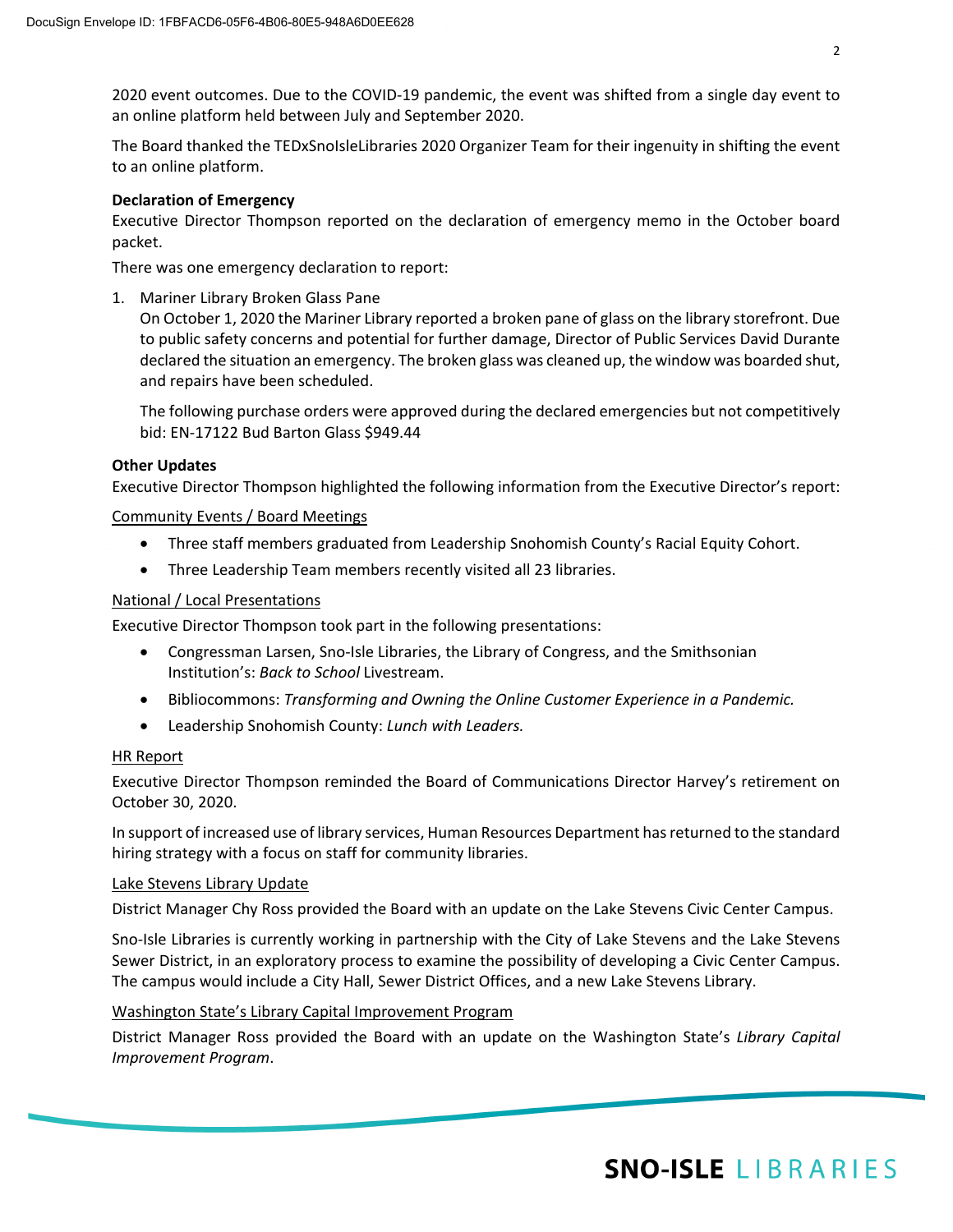2020 event outcomes. Due to the COVID-19 pandemic, the event was shifted from a single day event to an online platform held between July and September 2020.

The Board thanked the TEDxSnoIsleLibraries 2020 Organizer Team for their ingenuity in shifting the event to an online platform.

**Declaration of Emergency**

Executive Director Thompson reported on the declaration of emergency memo in the October board packet.

There was one emergency declaration to report:

1. Mariner Library Broken Glass Pane

   On October 1, 2020 the Mariner Library reported a broken pane of glass on the library storefront. Due to public safety concerns and potential for further damage, Director of Public Services David Durante declared the situation an emergency. The broken glass was cleaned up, the window was boarded shut, and repairs have been scheduled.

   The following purchase orders were approved during the declared emergencies but not competitively bid: EN-17122 Bud Barton Glass $949.44

**Other Updates**

Executive Director Thompson highlighted the following information from the Executive Director's report:

Community Events / Board Meetings

- Three staff members graduated from Leadership Snohomish County's Racial Equity Cohort.
- Three Leadership Team members recently visited all 23 libraries.

National / Local Presentations

Executive Director Thompson took part in the following presentations:

- Congressman Larsen, Sno-Isle Libraries, the Library of Congress, and the Smithsonian Institution's: *Back to School* Livestream.
- Bibliocommons: *Transforming and Owning the Online Customer Experience in a Pandemic.*
- Leadership Snohomish County: *Lunch with Leaders.*

HR Report

Executive Director Thompson reminded the Board of Communications Director Harvey's retirement on October 30, 2020.

In support of increased use of library services, Human Resources Department has returned to the standard hiring strategy with a focus on staff for community libraries.

Lake Stevens Library Update

District Manager Chy Ross provided the Board with an update on the Lake Stevens Civic Center Campus.

Sno-Isle Libraries is currently working in partnership with the City of Lake Stevens and the Lake Stevens Sewer District, in an exploratory process to examine the possibility of developing a Civic Center Campus. The campus would include a City Hall, Sewer District Offices, and a new Lake Stevens Library.

Washington State's Library Capital Improvement Program

District Manager Ross provided the Board with an update on the Washington State's *Library Capital Improvement Program*.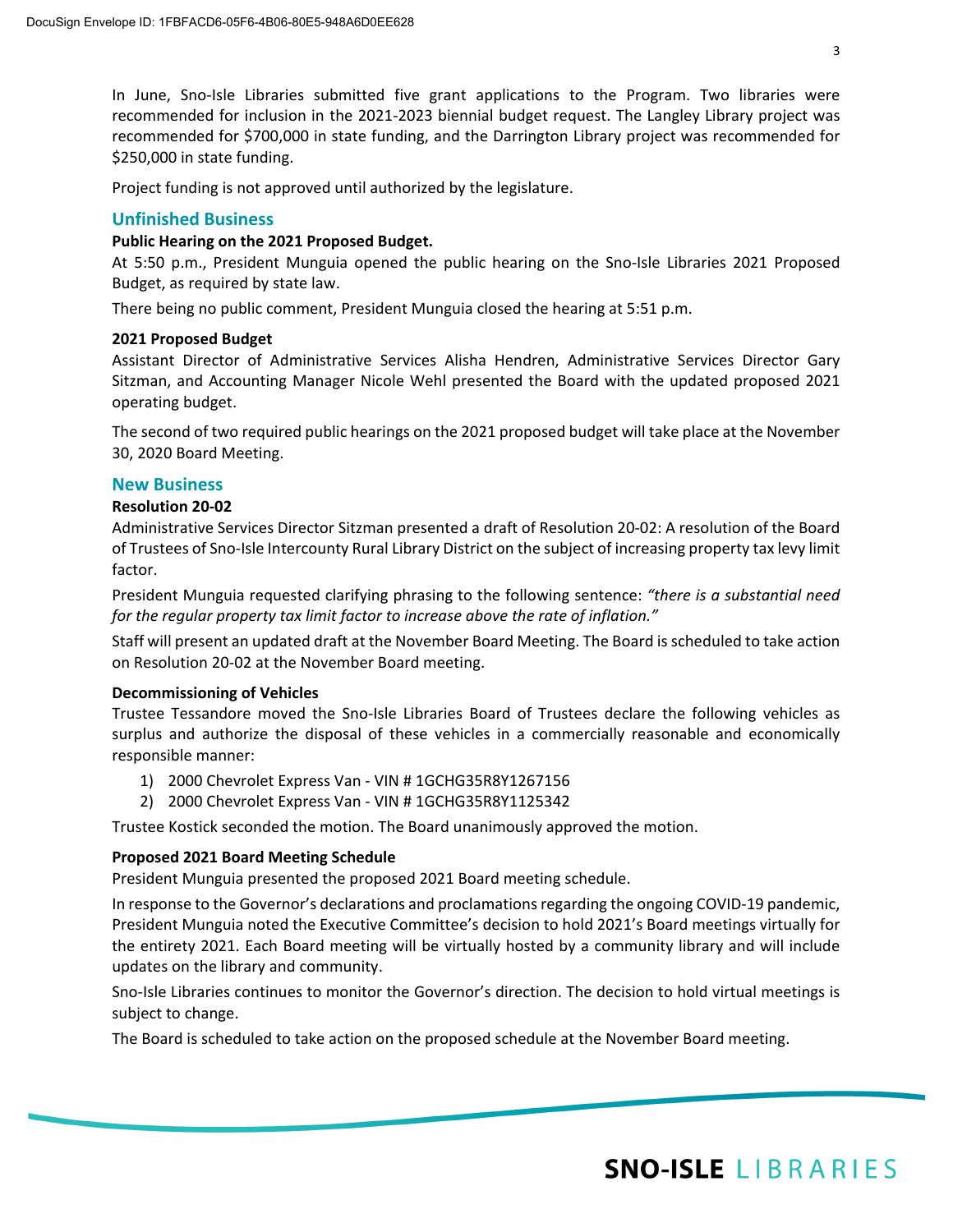In June, Sno-Isle Libraries submitted five grant applications to the Program. Two libraries were recommended for inclusion in the 2021-2023 biennial budget request. The Langley Library project was recommended for $700,000 in state funding, and the Darrington Library project was recommended for $250,000 in state funding.

Project funding is not approved until authorized by the legislature.

## Unfinished Business

**Public Hearing on the 2021 Proposed Budget.**

At 5:50 p.m., President Munguia opened the public hearing on the Sno-Isle Libraries 2021 Proposed Budget, as required by state law.

There being no public comment, President Munguia closed the hearing at 5:51 p.m.

**2021 Proposed Budget**

Assistant Director of Administrative Services Alisha Hendren, Administrative Services Director Gary Sitzman, and Accounting Manager Nicole Wehl presented the Board with the updated proposed 2021 operating budget.

The second of two required public hearings on the 2021 proposed budget will take place at the November 30, 2020 Board Meeting.

## New Business

**Resolution 20-02**

Administrative Services Director Sitzman presented a draft of Resolution 20-02: A resolution of the Board of Trustees of Sno-Isle Intercounty Rural Library District on the subject of increasing property tax levy limit factor.

President Munguia requested clarifying phrasing to the following sentence: *"there is a substantial need for the regular property tax limit factor to increase above the rate of inflation."*

Staff will present an updated draft at the November Board Meeting. The Board is scheduled to take action on Resolution 20-02 at the November Board meeting.

**Decommissioning of Vehicles**

Trustee Tessandore moved the Sno-Isle Libraries Board of Trustees declare the following vehicles as surplus and authorize the disposal of these vehicles in a commercially reasonable and economically responsible manner:

1) 2000 Chevrolet Express Van - VIN # 1GCHG35R8Y1267156
2) 2000 Chevrolet Express Van - VIN # 1GCHG35R8Y1125342

Trustee Kostick seconded the motion. The Board unanimously approved the motion.

**Proposed 2021 Board Meeting Schedule**

President Munguia presented the proposed 2021 Board meeting schedule.

In response to the Governor's declarations and proclamations regarding the ongoing COVID-19 pandemic, President Munguia noted the Executive Committee's decision to hold 2021's Board meetings virtually for the entirety 2021. Each Board meeting will be virtually hosted by a community library and will include updates on the library and community.

Sno-Isle Libraries continues to monitor the Governor's direction. The decision to hold virtual meetings is subject to change.

The Board is scheduled to take action on the proposed schedule at the November Board meeting.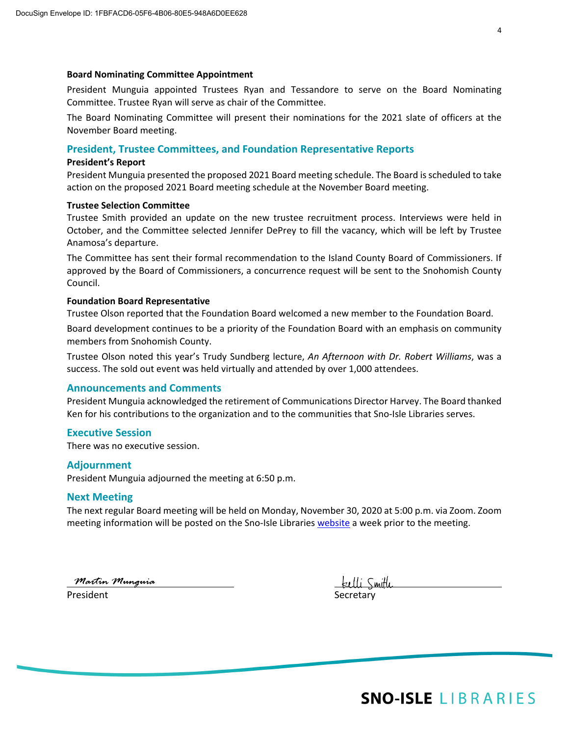### Board Nominating Committee Appointment

President Munguia appointed Trustees Ryan and Tessandore to serve on the Board Nominating Committee. Trustee Ryan will serve as chair of the Committee.

The Board Nominating Committee will present their nominations for the 2021 slate of officers at the November Board meeting.

## President, Trustee Committees, and Foundation Representative Reports

### President's Report

President Munguia presented the proposed 2021 Board meeting schedule. The Board is scheduled to take action on the proposed 2021 Board meeting schedule at the November Board meeting.

### Trustee Selection Committee

Trustee Smith provided an update on the new trustee recruitment process. Interviews were held in October, and the Committee selected Jennifer DePrey to fill the vacancy, which will be left by Trustee Anamosa's departure.

The Committee has sent their formal recommendation to the Island County Board of Commissioners. If approved by the Board of Commissioners, a concurrence request will be sent to the Snohomish County Council.

### Foundation Board Representative

Trustee Olson reported that the Foundation Board welcomed a new member to the Foundation Board.

Board development continues to be a priority of the Foundation Board with an emphasis on community members from Snohomish County.

Trustee Olson noted this year's Trudy Sundberg lecture, *An Afternoon with Dr. Robert Williams*, was a success. The sold out event was held virtually and attended by over 1,000 attendees.

## Announcements and Comments

President Munguia acknowledged the retirement of Communications Director Harvey. The Board thanked Ken for his contributions to the organization and to the communities that Sno-Isle Libraries serves.

## Executive Session

There was no executive session.

## Adjournment

President Munguia adjourned the meeting at 6:50 p.m.

## Next Meeting

The next regular Board meeting will be held on Monday, November 30, 2020 at 5:00 p.m. via Zoom. Zoom meeting information will be posted on the Sno-Isle Libraries website a week prior to the meeting.

Martin Munguia
President

Kelli Smith
Secretary